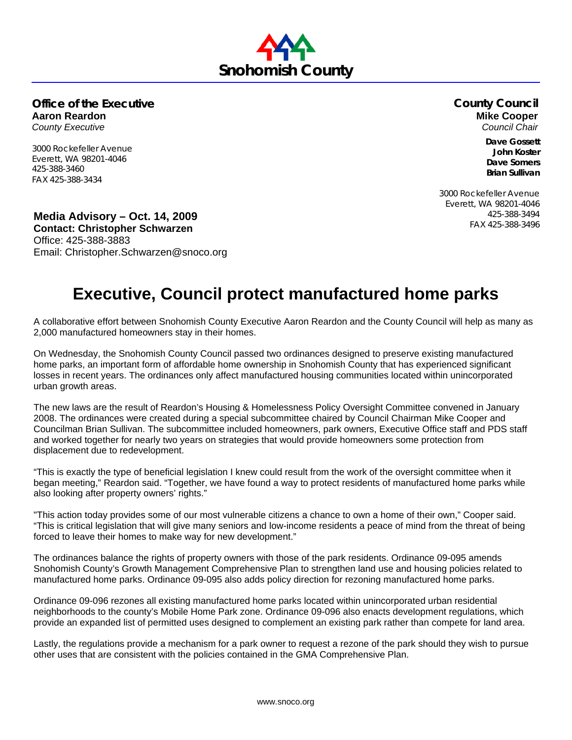**Snohomish County**

**Office of the Executive**
**Aaron Reardon**
*County Executive*

3000 Rockefeller Avenue
Everett, WA 98201-4046
425-388-3460
FAX 425-388-3434

**County Council**
**Mike Cooper**
*Council Chair*

**Dave Gossett**
**John Koster**
**Dave Somers**
**Brian Sullivan**

3000 Rockefeller Avenue
Everett, WA 98201-4046
425-388-3494
FAX 425-388-3496

**Media Advisory – Oct. 14, 2009**
**Contact: Christopher Schwarzen**
Office: 425-388-3883
Email: Christopher.Schwarzen@snoco.org

# Executive, Council protect manufactured home parks

A collaborative effort between Snohomish County Executive Aaron Reardon and the County Council will help as many as 2,000 manufactured homeowners stay in their homes.

On Wednesday, the Snohomish County Council passed two ordinances designed to preserve existing manufactured home parks, an important form of affordable home ownership in Snohomish County that has experienced significant losses in recent years. The ordinances only affect manufactured housing communities located within unincorporated urban growth areas.

The new laws are the result of Reardon's Housing & Homelessness Policy Oversight Committee convened in January 2008. The ordinances were created during a special subcommittee chaired by Council Chairman Mike Cooper and Councilman Brian Sullivan. The subcommittee included homeowners, park owners, Executive Office staff and PDS staff and worked together for nearly two years on strategies that would provide homeowners some protection from displacement due to redevelopment.

"This is exactly the type of beneficial legislation I knew could result from the work of the oversight committee when it began meeting," Reardon said. "Together, we have found a way to protect residents of manufactured home parks while also looking after property owners' rights."

"This action today provides some of our most vulnerable citizens a chance to own a home of their own," Cooper said. "This is critical legislation that will give many seniors and low-income residents a peace of mind from the threat of being forced to leave their homes to make way for new development."

The ordinances balance the rights of property owners with those of the park residents. Ordinance 09-095 amends Snohomish County's Growth Management Comprehensive Plan to strengthen land use and housing policies related to manufactured home parks. Ordinance 09-095 also adds policy direction for rezoning manufactured home parks.

Ordinance 09-096 rezones all existing manufactured home parks located within unincorporated urban residential neighborhoods to the county's Mobile Home Park zone. Ordinance 09-096 also enacts development regulations, which provide an expanded list of permitted uses designed to complement an existing park rather than compete for land area.

Lastly, the regulations provide a mechanism for a park owner to request a rezone of the park should they wish to pursue other uses that are consistent with the policies contained in the GMA Comprehensive Plan.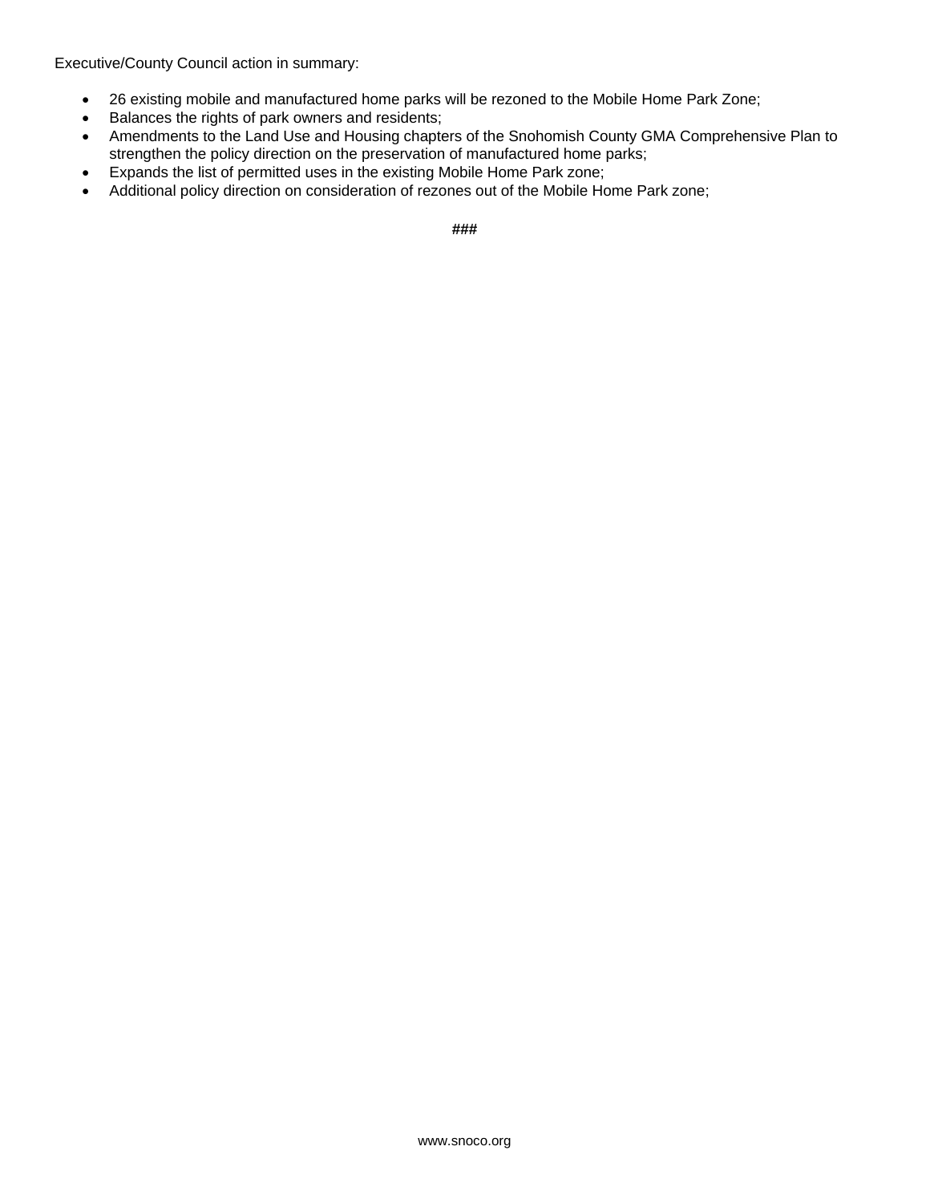Executive/County Council action in summary:

- 26 existing mobile and manufactured home parks will be rezoned to the Mobile Home Park Zone;
- Balances the rights of park owners and residents;
- Amendments to the Land Use and Housing chapters of the Snohomish County GMA Comprehensive Plan to strengthen the policy direction on the preservation of manufactured home parks;
- Expands the list of permitted uses in the existing Mobile Home Park zone;
- Additional policy direction on consideration of rezones out of the Mobile Home Park zone;

###